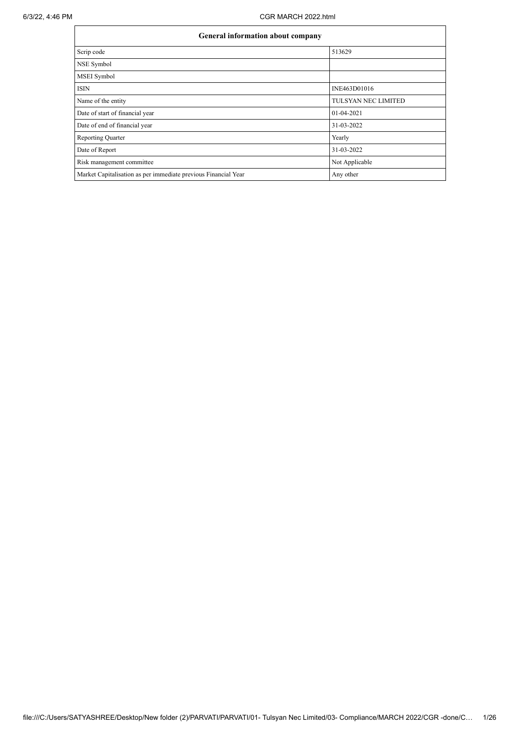| General information about company | |
| --- | --- |
| Scrip code | 513629 |
| NSE Symbol | |
| MSEI Symbol | |
| ISIN | INE463D01016 |
| Name of the entity | TULSYAN NEC LIMITED |
| Date of start of financial year | 01-04-2021 |
| Date of end of financial year | 31-03-2022 |
| Reporting Quarter | Yearly |
| Date of Report | 31-03-2022 |
| Risk management committee | Not Applicable |
| Market Capitalisation as per immediate previous Financial Year | Any other |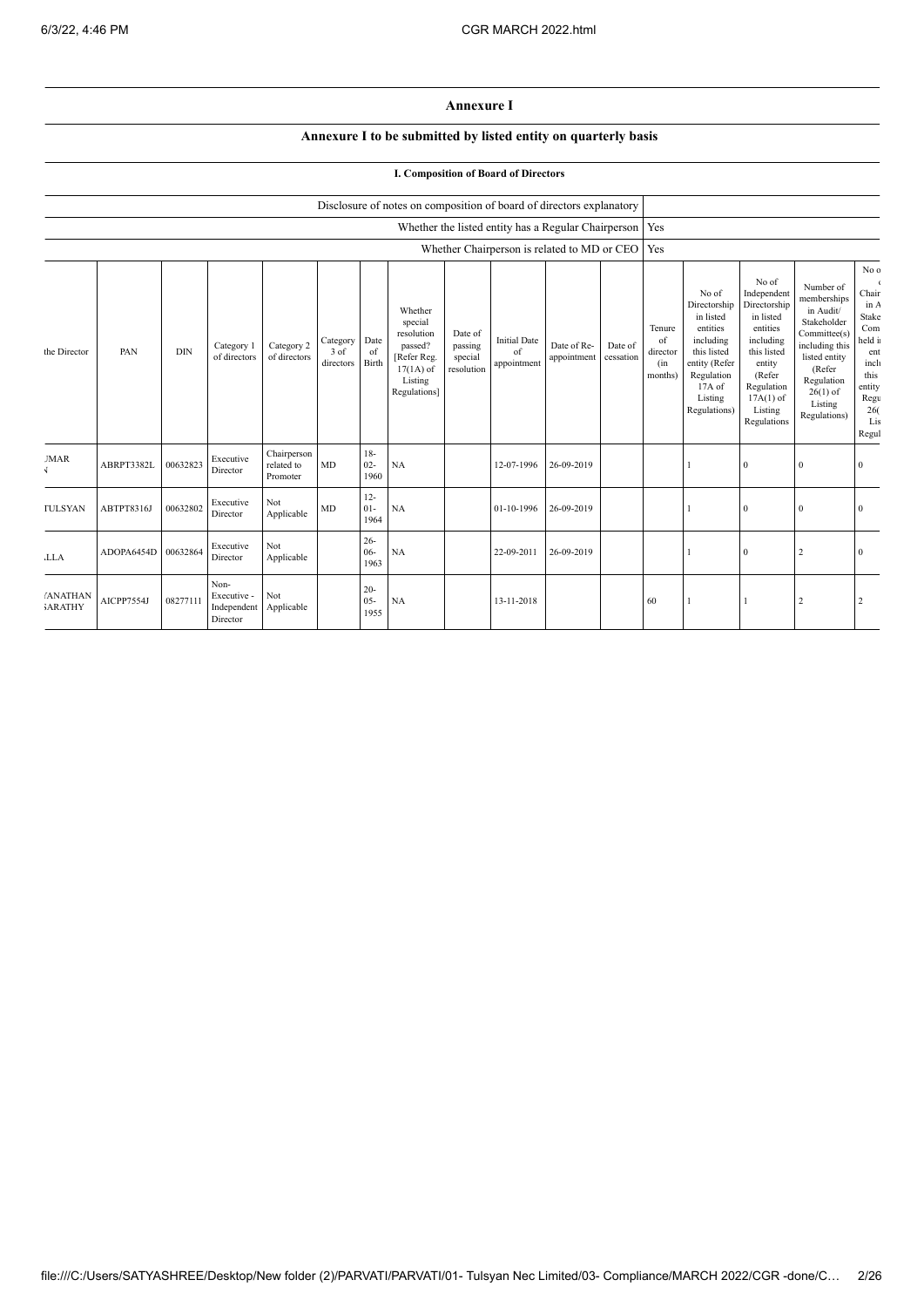## Annexure I

### Annexure I to be submitted by listed entity on quarterly basis

#### I. Composition of Board of Directors

| Disclosure of notes on composition of board of directors explanatory | |
|---|---|
| Whether the listed entity has a Regular Chairperson | Yes |
| Whether Chairperson is related to MD or CEO | Yes |

| the Director | PAN | DIN | Category 1 of directors | Category 2 of directors | Category 3 of directors | Date of Birth | Whether special resolution passed? [Refer Reg. 17(1A) of Listing Regulations] | Date of passing special resolution | Initial Date of appointment | Date of Re-appointment | Date of cessation | Tenure of director (in months) | No of Directorship in listed entities including this listed entity (Refer Regulation 17A of Listing Regulations) | No of Independent Directorship in listed entities including this listed entity (Refer Regulation 17A(1) of Listing Regulations | Number of memberships in Audit/ Stakeholder Committee(s) including this listed entity (Refer Regulation 26(1) of Listing Regulations) | No o Chair in A Stake Com held i ent incl this entity Regu 26( Lis Regul |
|---|---|---|---|---|---|---|---|---|---|---|---|---|---|---|---|---|
| JMAR N | ABRPT3382L | 00632823 | Executive Director | Chairperson related to Promoter | MD | 18-02-1960 | NA | | 12-07-1996 | 26-09-2019 | | | 1 | 0 | 0 | 0 |
| TULSYAN | ABTPT8316J | 00632802 | Executive Director | Not Applicable | MD | 12-01-1964 | NA | | 01-10-1996 | 26-09-2019 | | | 1 | 0 | 0 | 0 |
| .LLA | ADOPA6454D | 00632864 | Executive Director | Not Applicable | | 26-06-1963 | NA | | 22-09-2011 | 26-09-2019 | | | 1 | 0 | 2 | 0 |
| 'ANATHAN SARATHY | AICPP7554J | 08277111 | Non-Executive - Independent Director | Not Applicable | | 20-05-1955 | NA | | 13-11-2018 | | | 60 | 1 | 1 | 2 | 2 |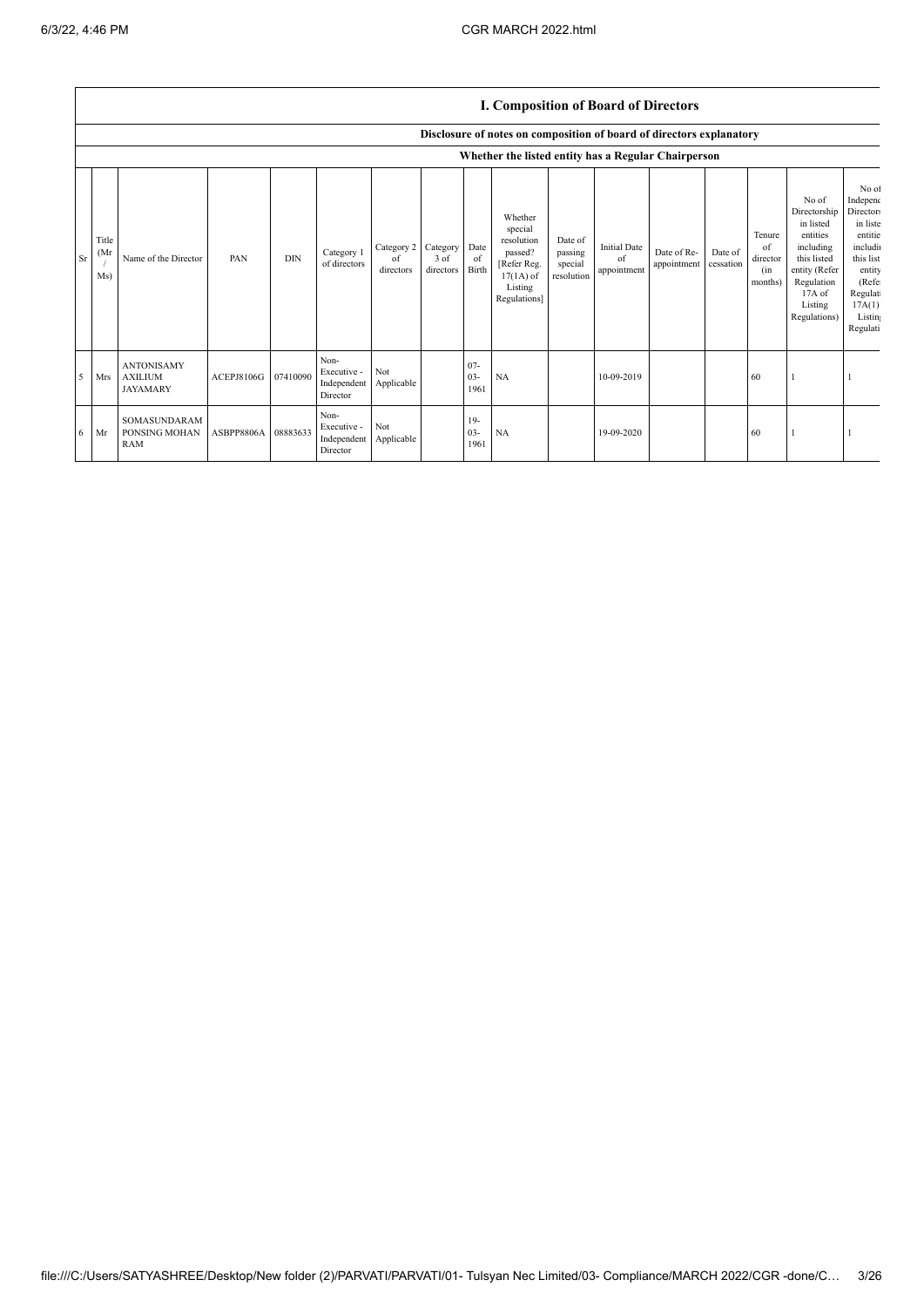## I. Composition of Board of Directors

### Disclosure of notes on composition of board of directors explanatory

### Whether the listed entity has a Regular Chairperson

| Sr | Title (Mr / Ms) | Name of the Director | PAN | DIN | Category 1 of directors | Category 2 of directors | Category 3 of directors | Date of Birth | Whether special resolution passed? [Refer Reg. 17(1A) of Listing Regulations] | Date of passing special resolution | Initial Date of appointment | Date of Re-appointment | Date of cessation | Tenure of director (in months) | No of Directorship in listed entities including this listed entity (Refer Regulation 17A of Listing Regulations) | No of Independent Directors in listed entities including this listed entity (Refer Regulation 17A(1) of Listing Regulations) |
|---|---|---|---|---|---|---|---|---|---|---|---|---|---|---|---|---|
| 5 | Mrs | ANTONISAMY AXILIUM JAYAMARY | ACEPJ8106G | 07410090 | Non-Executive - Independent Director | Not Applicable | | 07-03-1961 | NA | | 10-09-2019 | | | 60 | 1 | 1 |
| 6 | Mr | SOMASUNDARAM PONSING MOHAN RAM | ASBPP8806A | 08883633 | Non-Executive - Independent Director | Not Applicable | | 19-03-1961 | NA | | 19-09-2020 | | | 60 | 1 | 1 |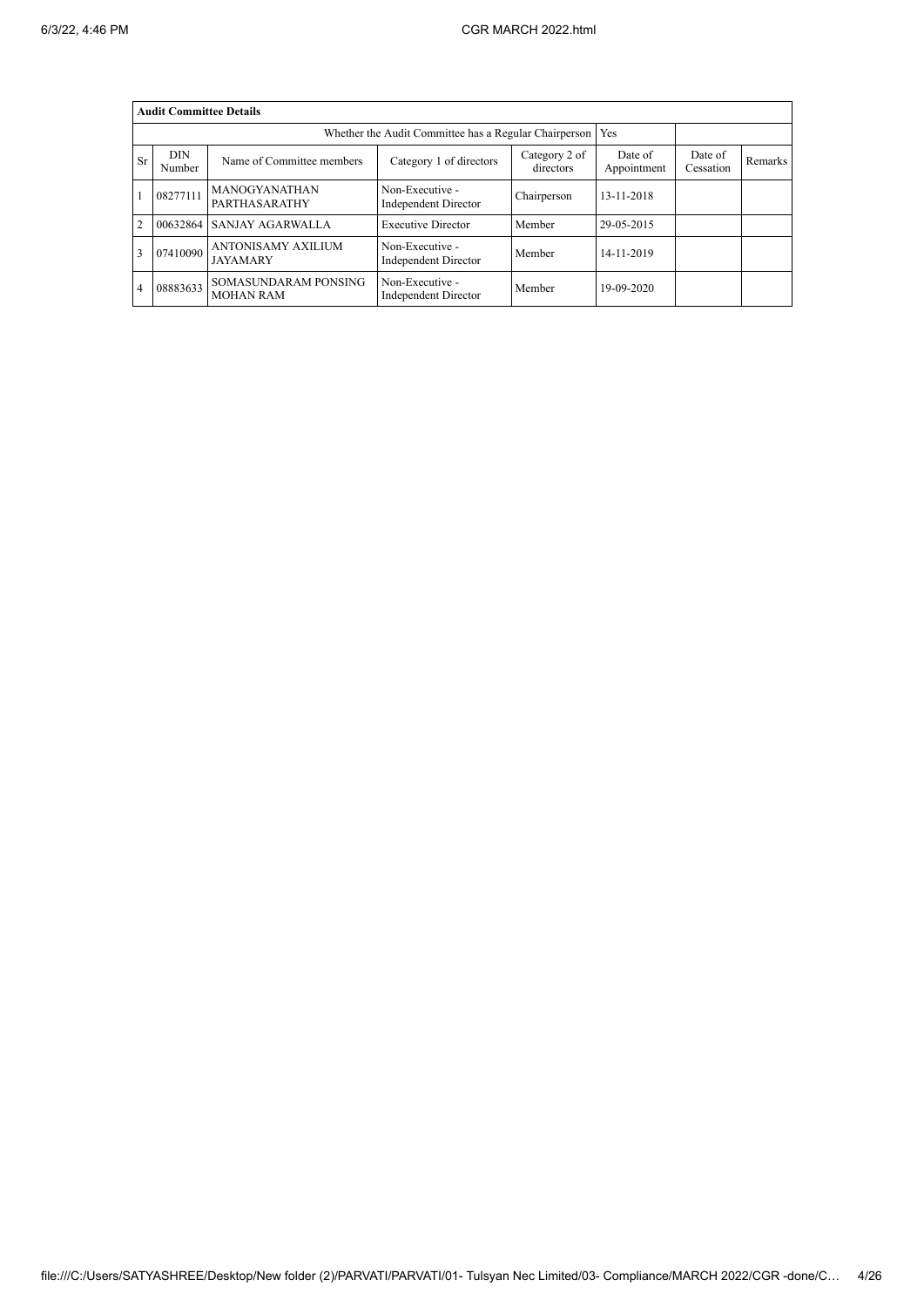| Audit Committee Details | | | | | | | |
|---|---|---|---|---|---|---|---|
| Whether the Audit Committee has a Regular Chairperson | | | | | Yes | | |
| Sr | DIN Number | Name of Committee members | Category 1 of directors | Category 2 of directors | Date of Appointment | Date of Cessation | Remarks |
| 1 | 08277111 | MANOGYANATHAN PARTHASARATHY | Non-Executive - Independent Director | Chairperson | 13-11-2018 | | |
| 2 | 00632864 | SANJAY AGARWALLA | Executive Director | Member | 29-05-2015 | | |
| 3 | 07410090 | ANTONISAMY AXILIUM JAYAMARY | Non-Executive - Independent Director | Member | 14-11-2019 | | |
| 4 | 08883633 | SOMASUNDARAM PONSING MOHAN RAM | Non-Executive - Independent Director | Member | 19-09-2020 | | |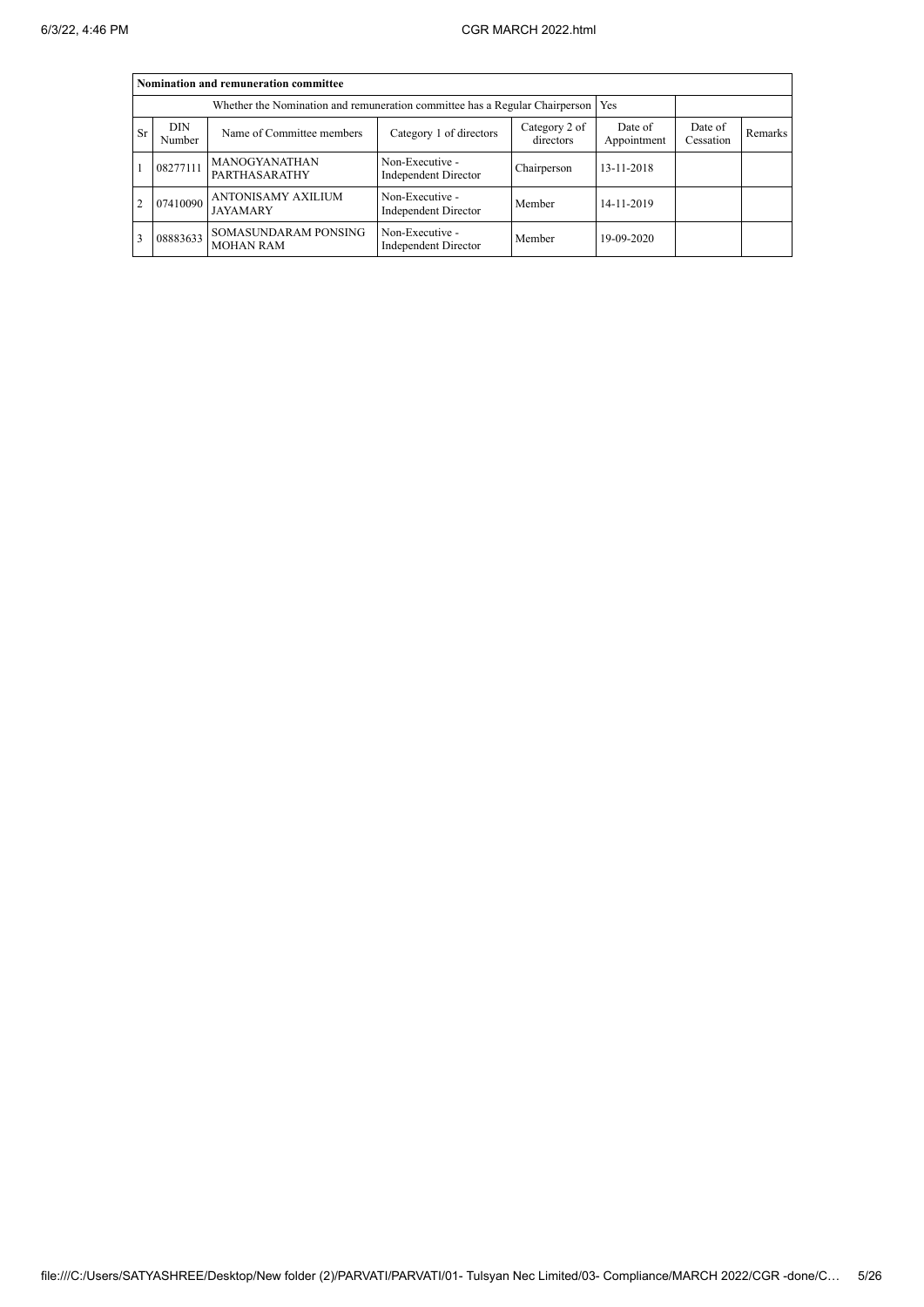| Nomination and remuneration committee | | | | | | | |
|---|---|---|---|---|---|---|---|
| Whether the Nomination and remuneration committee has a Regular Chairperson | | | | | Yes | | |
| Sr | DIN Number | Name of Committee members | Category 1 of directors | Category 2 of directors | Date of Appointment | Date of Cessation | Remarks |
| 1 | 08277111 | MANOGYANATHAN PARTHASARATHY | Non-Executive - Independent Director | Chairperson | 13-11-2018 | | |
| 2 | 07410090 | ANTONISAMY AXILIUM JAYAMARY | Non-Executive - Independent Director | Member | 14-11-2019 | | |
| 3 | 08883633 | SOMASUNDARAM PONSING MOHAN RAM | Non-Executive - Independent Director | Member | 19-09-2020 | | |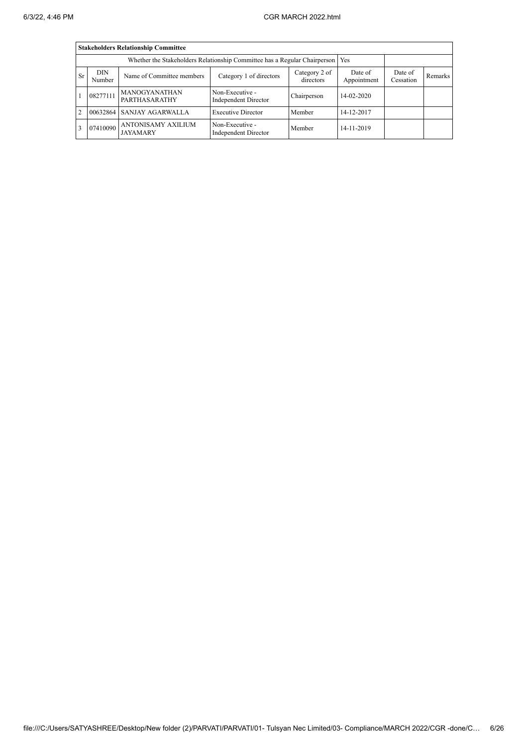| Stakeholders Relationship Committee | | | | | | | |
|---|---|---|---|---|---|---|---|
| Whether the Stakeholders Relationship Committee has a Regular Chairperson | | | | | Yes | | |
| Sr | DIN Number | Name of Committee members | Category 1 of directors | Category 2 of directors | Date of Appointment | Date of Cessation | Remarks |
| 1 | 08277111 | MANOGYANATHAN PARTHASARATHY | Non-Executive - Independent Director | Chairperson | 14-02-2020 | | |
| 2 | 00632864 | SANJAY AGARWALLA | Executive Director | Member | 14-12-2017 | | |
| 3 | 07410090 | ANTONISAMY AXILIUM JAYAMARY | Non-Executive - Independent Director | Member | 14-11-2019 | | |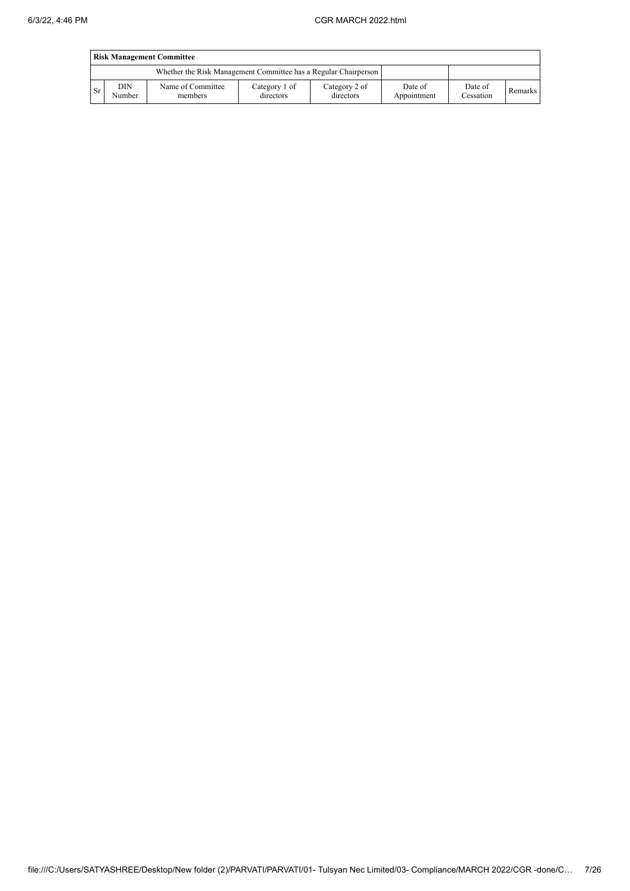| Risk Management Committee | | | | | | | |
|---|---|---|---|---|---|---|---|
| Whether the Risk Management Committee has a Regular Chairperson | | | | | | | |
| Sr | DIN Number | Name of Committee members | Category 1 of directors | Category 2 of directors | Date of Appointment | Date of Cessation | Remarks |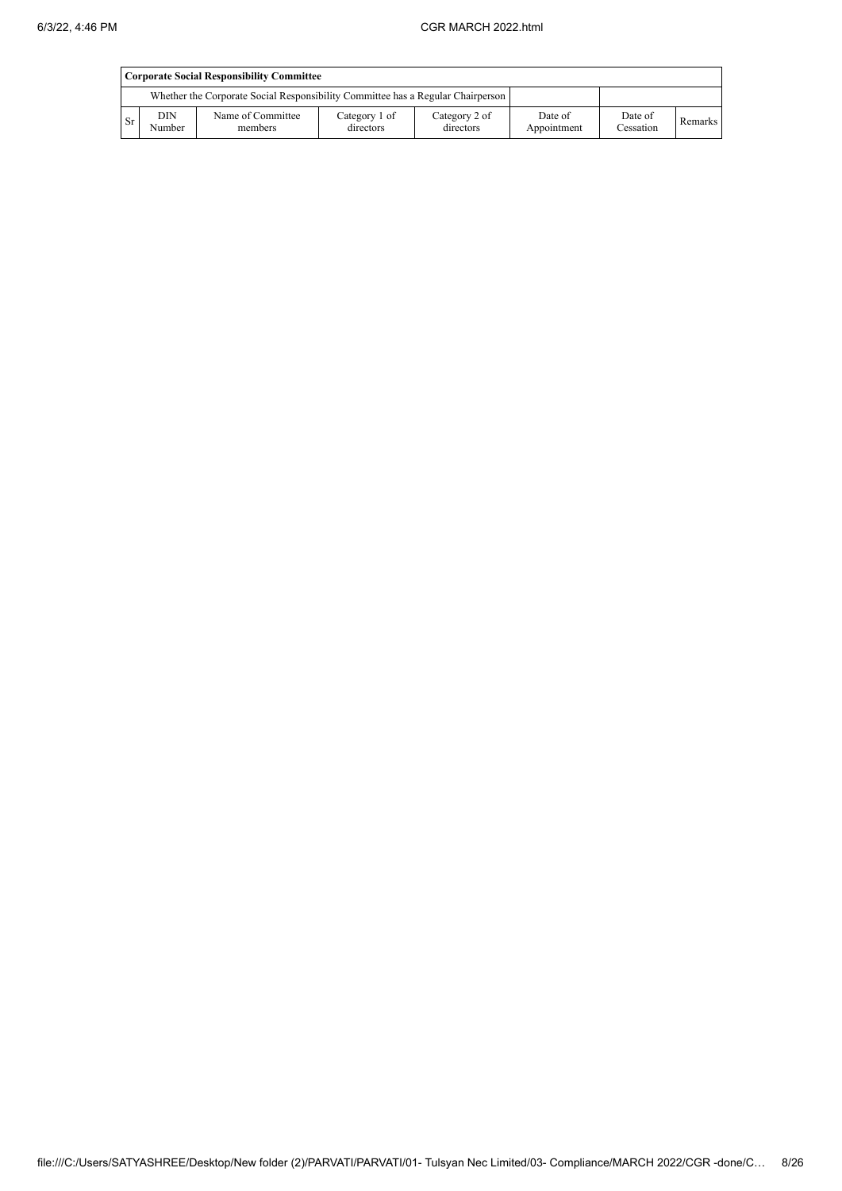| Corporate Social Responsibility Committee | | | | | | | |
|---|---|---|---|---|---|---|---|
| Whether the Corporate Social Responsibility Committee has a Regular Chairperson | | | | | | | |
| Sr | DIN Number | Name of Committee members | Category 1 of directors | Category 2 of directors | Date of Appointment | Date of Cessation | Remarks |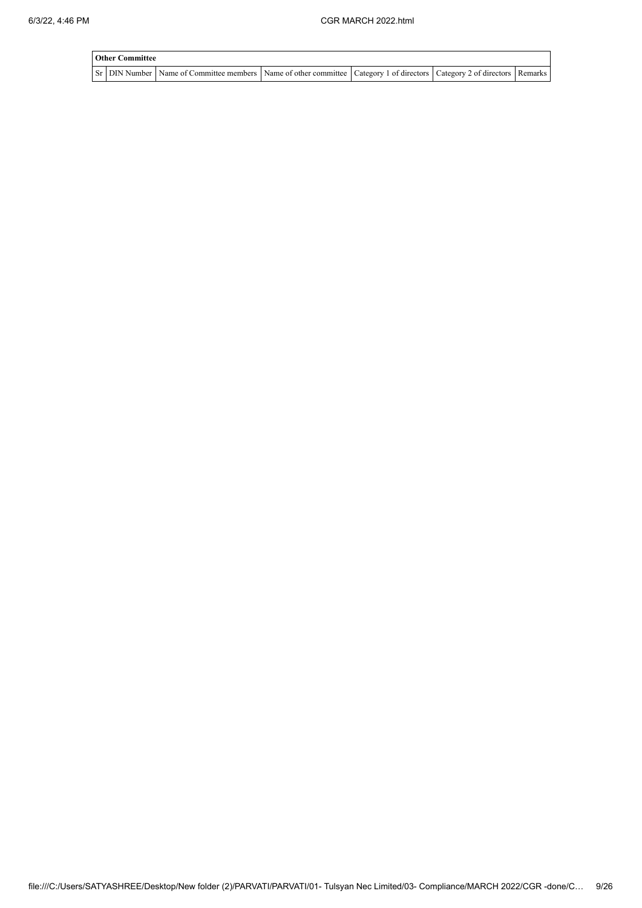| Other Committee | | | | | | |
|---|---|---|---|---|---|---|
| Sr | DIN Number | Name of Committee members | Name of other committee | Category 1 of directors | Category 2 of directors | Remarks |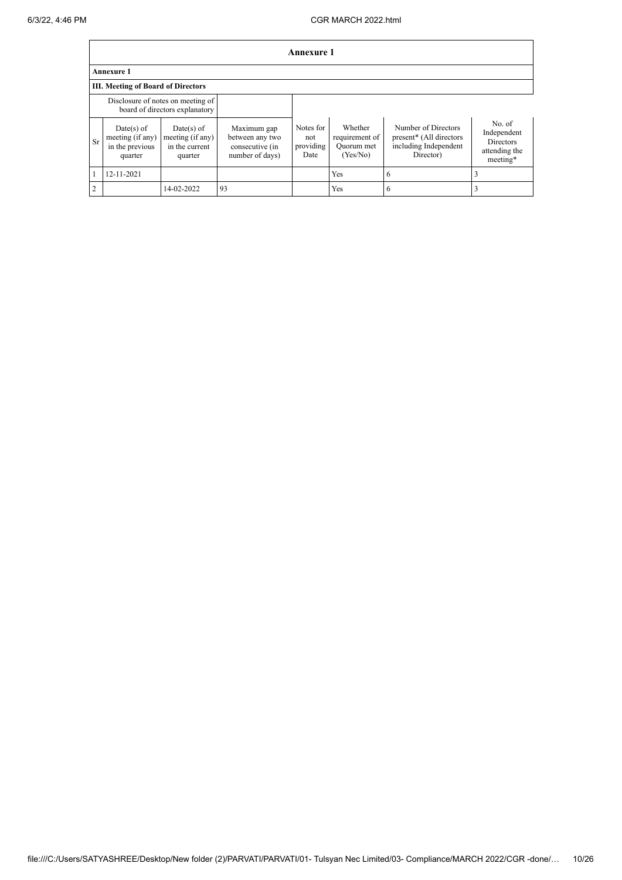## Annexure 1

### Annexure 1

### III. Meeting of Board of Directors

| | Disclosure of notes on meeting of board of directors explanatory | | | | | | |
|---|---|---|---|---|---|---|---|
| Sr | Date(s) of meeting (if any) in the previous quarter | Date(s) of meeting (if any) in the current quarter | Maximum gap between any two consecutive (in number of days) | Notes for not providing Date | Whether requirement of Quorum met (Yes/No) | Number of Directors present* (All directors including Independent Director) | No. of Independent Directors attending the meeting* |
| 1 | 12-11-2021 | | | | Yes | 6 | 3 |
| 2 | | 14-02-2022 | 93 | | Yes | 6 | 3 |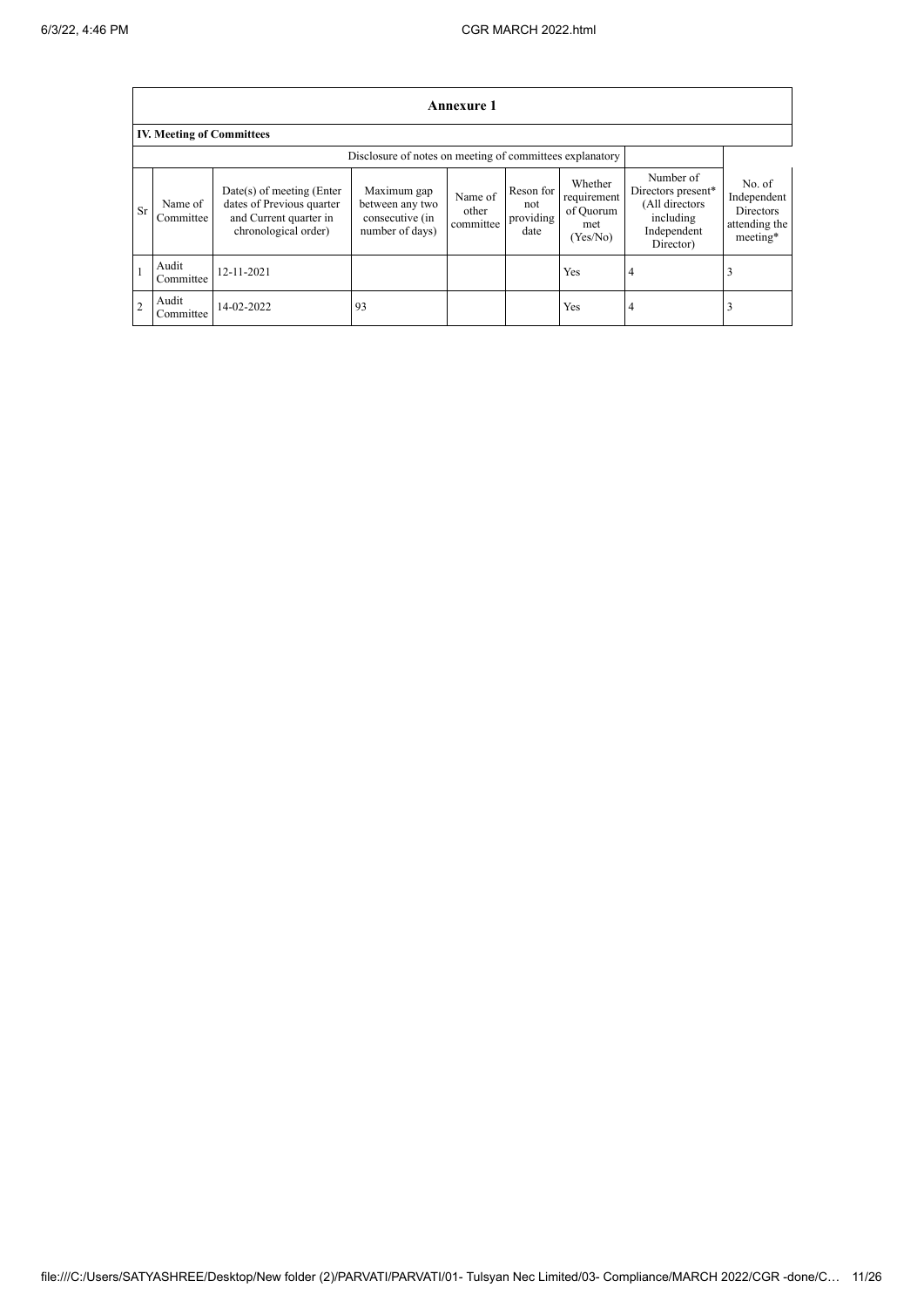## Annexure 1

### IV. Meeting of Committees

| Sr | Name of Committee | Date(s) of meeting (Enter dates of Previous quarter and Current quarter in chronological order) | Maximum gap between any two consecutive (in number of days) | Name of other committee | Reson for not providing date | Whether requirement of Quorum met (Yes/No) | Number of Directors present* (All directors including Independent Director) | No. of Independent Directors attending the meeting* |
|---|---|---|---|---|---|---|---|---|
| | Disclosure of notes on meeting of committees explanatory | | | | | | | |
| 1 | Audit Committee | 12-11-2021 | | | | Yes | 4 | 3 |
| 2 | Audit Committee | 14-02-2022 | 93 | | | Yes | 4 | 3 |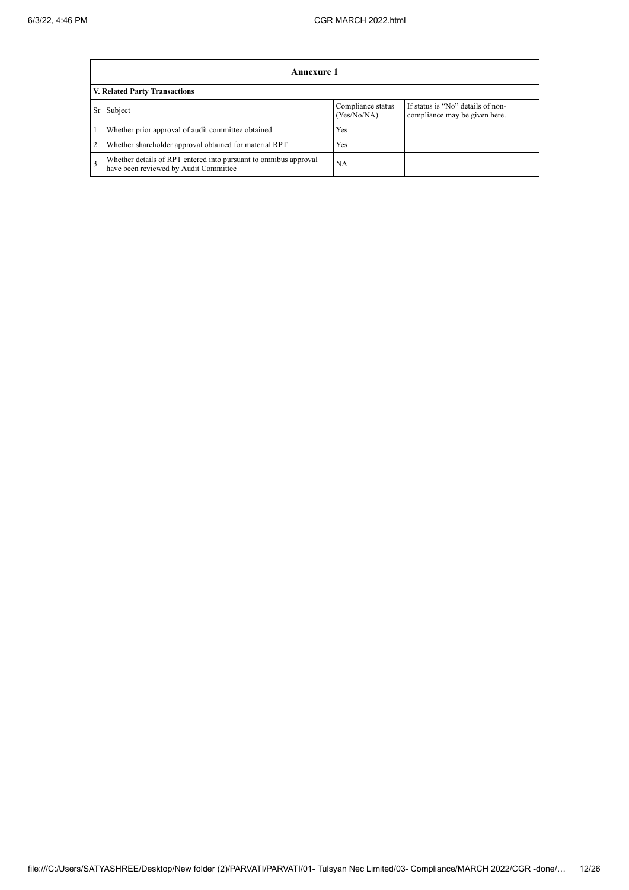| Annexure 1 | | | |
|---|---|---|---|
| **V. Related Party Transactions** | | | |
| Sr | Subject | Compliance status (Yes/No/NA) | If status is "No" details of non-compliance may be given here. |
| 1 | Whether prior approval of audit committee obtained | Yes | |
| 2 | Whether shareholder approval obtained for material RPT | Yes | |
| 3 | Whether details of RPT entered into pursuant to omnibus approval have been reviewed by Audit Committee | NA | |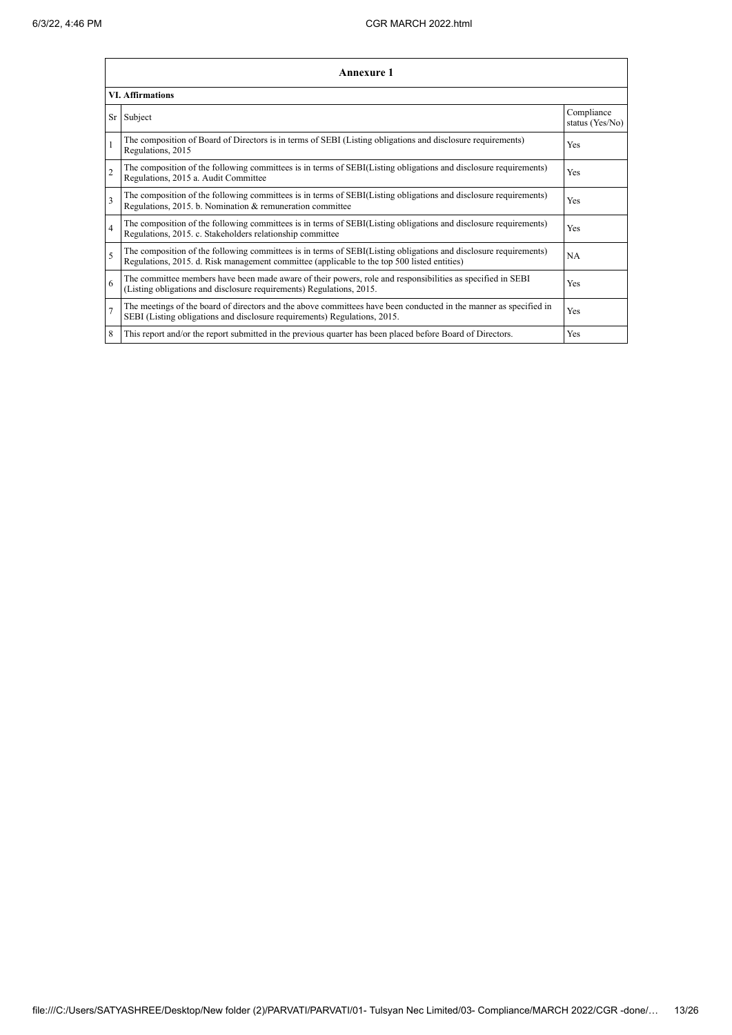| Annexure 1 | | |
|---|---|---|
| **VI. Affirmations** | | |
| Sr | Subject | Compliance status (Yes/No) |
| 1 | The composition of Board of Directors is in terms of SEBI (Listing obligations and disclosure requirements) Regulations, 2015 | Yes |
| 2 | The composition of the following committees is in terms of SEBI(Listing obligations and disclosure requirements) Regulations, 2015 a. Audit Committee | Yes |
| 3 | The composition of the following committees is in terms of SEBI(Listing obligations and disclosure requirements) Regulations, 2015. b. Nomination & remuneration committee | Yes |
| 4 | The composition of the following committees is in terms of SEBI(Listing obligations and disclosure requirements) Regulations, 2015. c. Stakeholders relationship committee | Yes |
| 5 | The composition of the following committees is in terms of SEBI(Listing obligations and disclosure requirements) Regulations, 2015. d. Risk management committee (applicable to the top 500 listed entities) | NA |
| 6 | The committee members have been made aware of their powers, role and responsibilities as specified in SEBI (Listing obligations and disclosure requirements) Regulations, 2015. | Yes |
| 7 | The meetings of the board of directors and the above committees have been conducted in the manner as specified in SEBI (Listing obligations and disclosure requirements) Regulations, 2015. | Yes |
| 8 | This report and/or the report submitted in the previous quarter has been placed before Board of Directors. | Yes |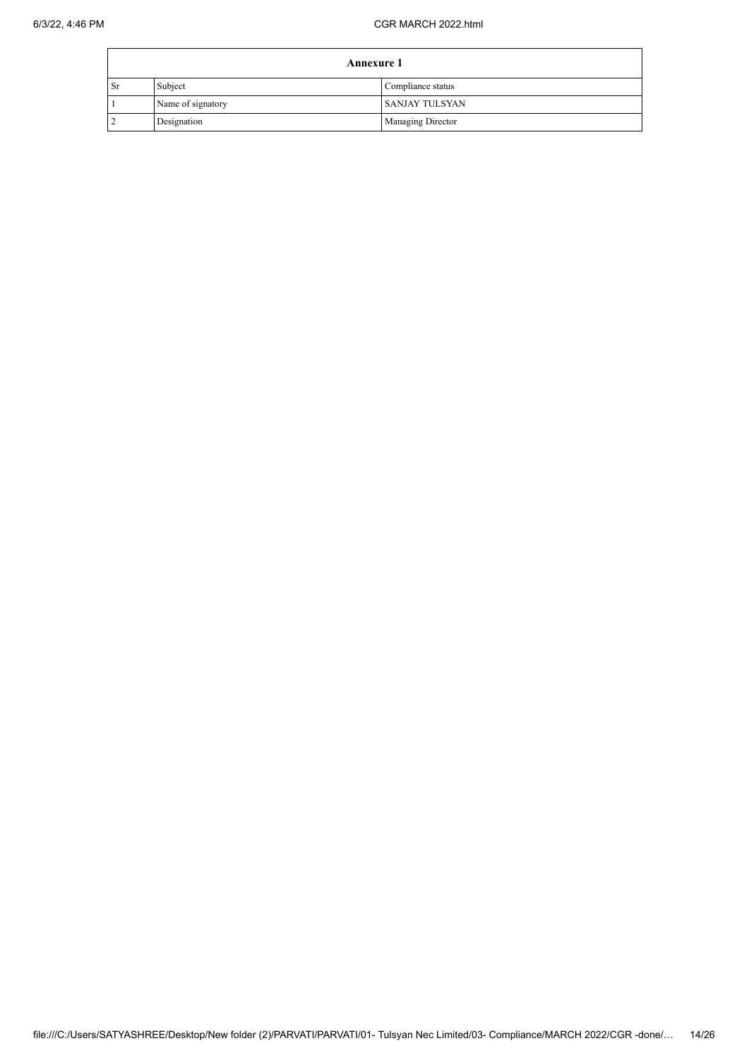| Annexure 1 | | |
|---|---|---|
| Sr | Subject | Compliance status |
| 1 | Name of signatory | SANJAY TULSYAN |
| 2 | Designation | Managing Director |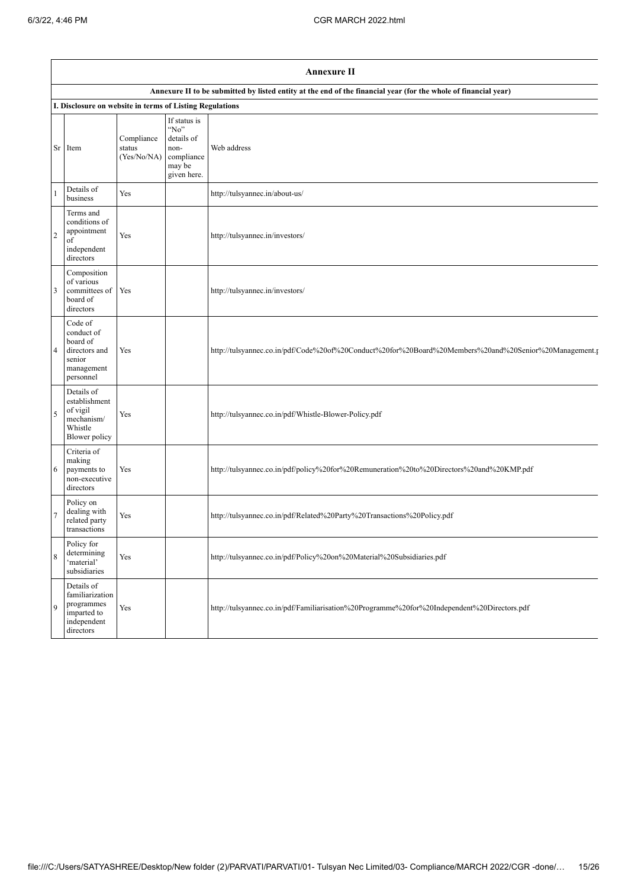## Annexure II

**Annexure II to be submitted by listed entity at the end of the financial year (for the whole of financial year)**

**I. Disclosure on website in terms of Listing Regulations**

| Sr | Item | Compliance status (Yes/No/NA) | If status is "No" details of non-compliance may be given here. | Web address |
|---|---|---|---|---|
| 1 | Details of business | Yes | | http://tulsyannec.in/about-us/ |
| 2 | Terms and conditions of appointment of independent directors | Yes | | http://tulsyannec.in/investors/ |
| 3 | Composition of various committees of board of directors | Yes | | http://tulsyannec.in/investors/ |
| 4 | Code of conduct of board of directors and senior management personnel | Yes | | http://tulsyannec.co.in/pdf/Code%20of%20Conduct%20for%20Board%20Members%20and%20Senior%20Management.p |
| 5 | Details of establishment of vigil mechanism/ Whistle Blower policy | Yes | | http://tulsyannec.co.in/pdf/Whistle-Blower-Policy.pdf |
| 6 | Criteria of making payments to non-executive directors | Yes | | http://tulsyannec.co.in/pdf/policy%20for%20Remuneration%20to%20Directors%20and%20KMP.pdf |
| 7 | Policy on dealing with related party transactions | Yes | | http://tulsyannec.co.in/pdf/Related%20Party%20Transactions%20Policy.pdf |
| 8 | Policy for determining 'material' subsidiaries | Yes | | http://tulsyannec.co.in/pdf/Policy%20on%20Material%20Subsidiaries.pdf |
| 9 | Details of familiarization programmes imparted to independent directors | Yes | | http://tulsyannec.co.in/pdf/Familiarisation%20Programme%20for%20Independent%20Directors.pdf |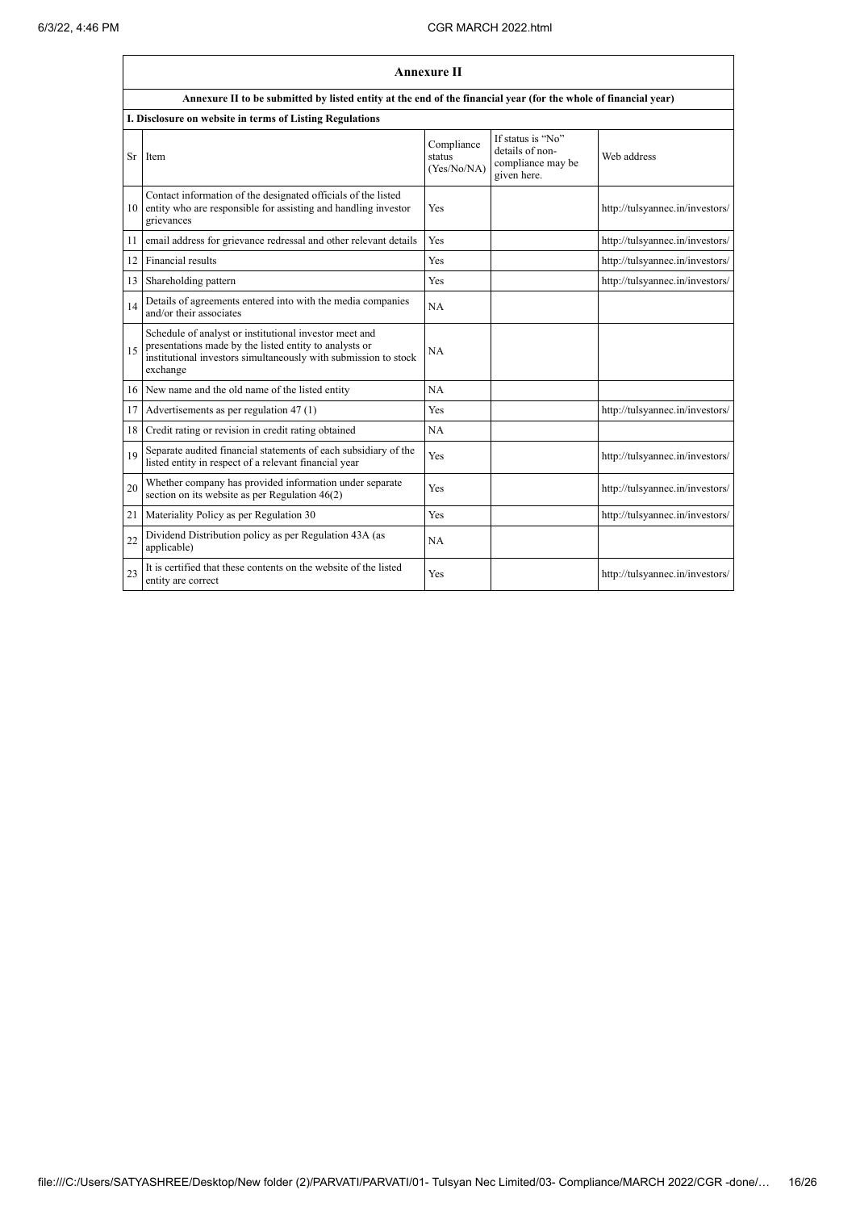## Annexure II

**Annexure II to be submitted by listed entity at the end of the financial year (for the whole of financial year)**

**I. Disclosure on website in terms of Listing Regulations**

| Sr | Item | Compliance status (Yes/No/NA) | If status is "No" details of non-compliance may be given here. | Web address |
|---|---|---|---|---|
| 10 | Contact information of the designated officials of the listed entity who are responsible for assisting and handling investor grievances | Yes | | http://tulsyannec.in/investors/ |
| 11 | email address for grievance redressal and other relevant details | Yes | | http://tulsyannec.in/investors/ |
| 12 | Financial results | Yes | | http://tulsyannec.in/investors/ |
| 13 | Shareholding pattern | Yes | | http://tulsyannec.in/investors/ |
| 14 | Details of agreements entered into with the media companies and/or their associates | NA | | |
| 15 | Schedule of analyst or institutional investor meet and presentations made by the listed entity to analysts or institutional investors simultaneously with submission to stock exchange | NA | | |
| 16 | New name and the old name of the listed entity | NA | | |
| 17 | Advertisements as per regulation 47 (1) | Yes | | http://tulsyannec.in/investors/ |
| 18 | Credit rating or revision in credit rating obtained | NA | | |
| 19 | Separate audited financial statements of each subsidiary of the listed entity in respect of a relevant financial year | Yes | | http://tulsyannec.in/investors/ |
| 20 | Whether company has provided information under separate section on its website as per Regulation 46(2) | Yes | | http://tulsyannec.in/investors/ |
| 21 | Materiality Policy as per Regulation 30 | Yes | | http://tulsyannec.in/investors/ |
| 22 | Dividend Distribution policy as per Regulation 43A (as applicable) | NA | | |
| 23 | It is certified that these contents on the website of the listed entity are correct | Yes | | http://tulsyannec.in/investors/ |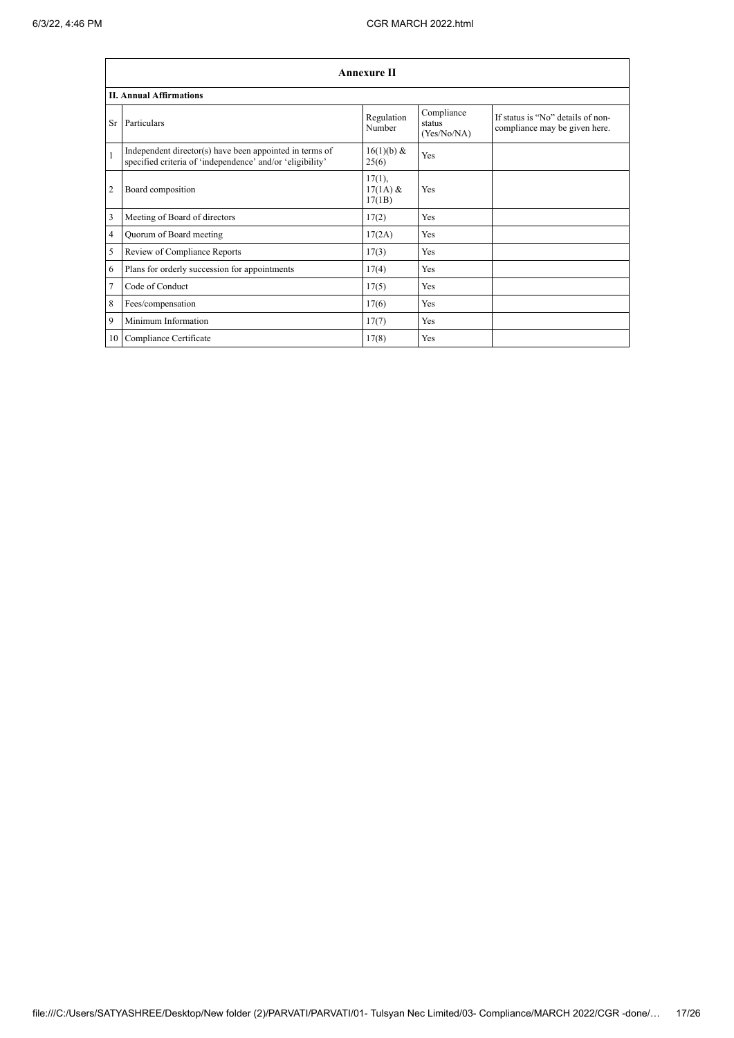| Annexure II | | | | |
|---|---|---|---|---|
| **II. Annual Affirmations** | | | | |
| Sr | Particulars | Regulation Number | Compliance status (Yes/No/NA) | If status is "No" details of non-compliance may be given here. |
| 1 | Independent director(s) have been appointed in terms of specified criteria of 'independence' and/or 'eligibility' | 16(1)(b) & 25(6) | Yes | |
| 2 | Board composition | 17(1), 17(1A) & 17(1B) | Yes | |
| 3 | Meeting of Board of directors | 17(2) | Yes | |
| 4 | Quorum of Board meeting | 17(2A) | Yes | |
| 5 | Review of Compliance Reports | 17(3) | Yes | |
| 6 | Plans for orderly succession for appointments | 17(4) | Yes | |
| 7 | Code of Conduct | 17(5) | Yes | |
| 8 | Fees/compensation | 17(6) | Yes | |
| 9 | Minimum Information | 17(7) | Yes | |
| 10 | Compliance Certificate | 17(8) | Yes | |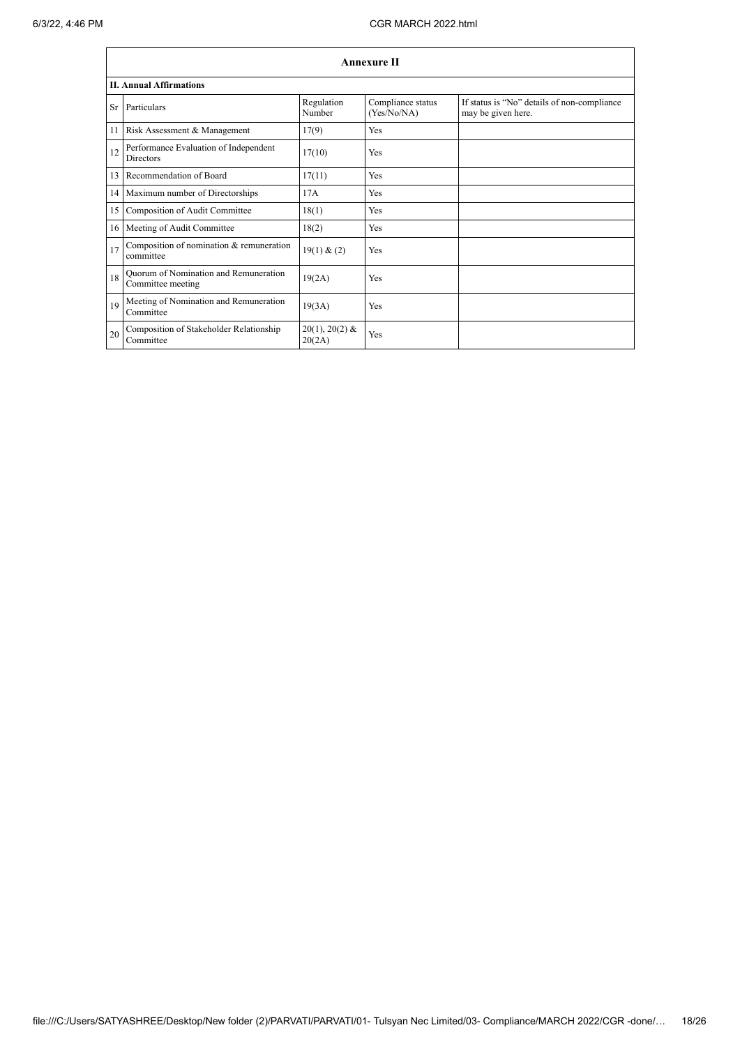## Annexure II

### II. Annual Affirmations

| Sr | Particulars | Regulation Number | Compliance status (Yes/No/NA) | If status is "No" details of non-compliance may be given here. |
|---|---|---|---|---|
| 11 | Risk Assessment & Management | 17(9) | Yes | |
| 12 | Performance Evaluation of Independent Directors | 17(10) | Yes | |
| 13 | Recommendation of Board | 17(11) | Yes | |
| 14 | Maximum number of Directorships | 17A | Yes | |
| 15 | Composition of Audit Committee | 18(1) | Yes | |
| 16 | Meeting of Audit Committee | 18(2) | Yes | |
| 17 | Composition of nomination & remuneration committee | 19(1) & (2) | Yes | |
| 18 | Quorum of Nomination and Remuneration Committee meeting | 19(2A) | Yes | |
| 19 | Meeting of Nomination and Remuneration Committee | 19(3A) | Yes | |
| 20 | Composition of Stakeholder Relationship Committee | 20(1), 20(2) & 20(2A) | Yes | |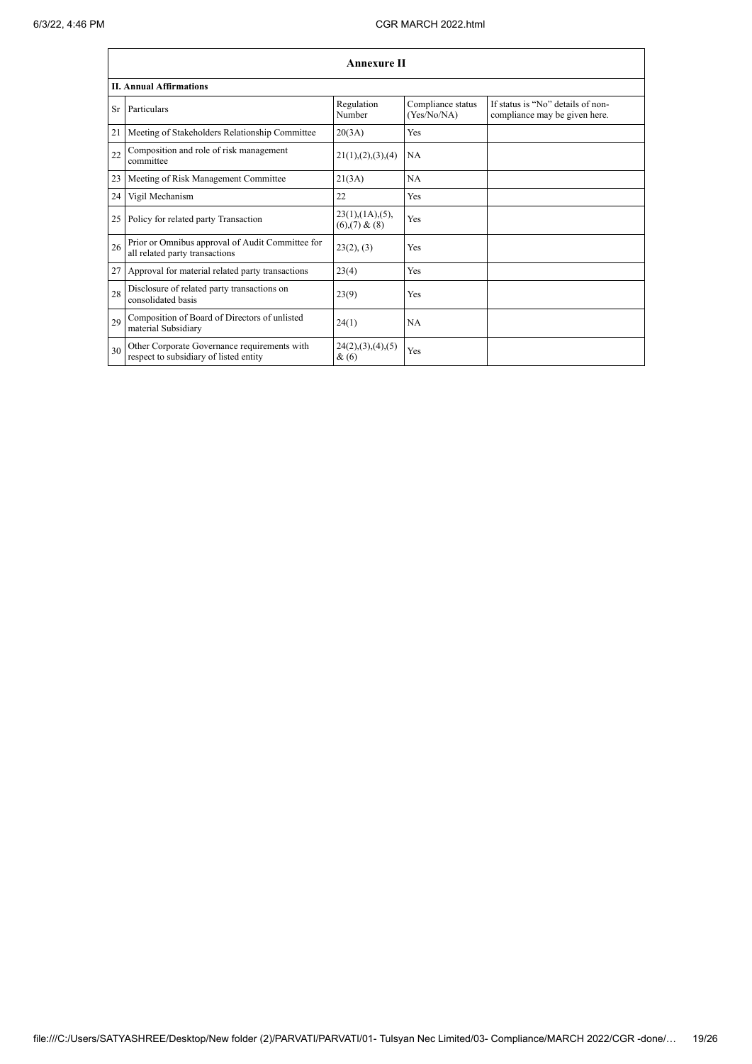| Annexure II | | | | |
|---|---|---|---|---|
| **II. Annual Affirmations** | | | | |
| Sr | Particulars | Regulation Number | Compliance status (Yes/No/NA) | If status is "No" details of non-compliance may be given here. |
| 21 | Meeting of Stakeholders Relationship Committee | 20(3A) | Yes | |
| 22 | Composition and role of risk management committee | 21(1),(2),(3),(4) | NA | |
| 23 | Meeting of Risk Management Committee | 21(3A) | NA | |
| 24 | Vigil Mechanism | 22 | Yes | |
| 25 | Policy for related party Transaction | 23(1),(1A),(5),(6),(7) & (8) | Yes | |
| 26 | Prior or Omnibus approval of Audit Committee for all related party transactions | 23(2), (3) | Yes | |
| 27 | Approval for material related party transactions | 23(4) | Yes | |
| 28 | Disclosure of related party transactions on consolidated basis | 23(9) | Yes | |
| 29 | Composition of Board of Directors of unlisted material Subsidiary | 24(1) | NA | |
| 30 | Other Corporate Governance requirements with respect to subsidiary of listed entity | 24(2),(3),(4),(5) & (6) | Yes | |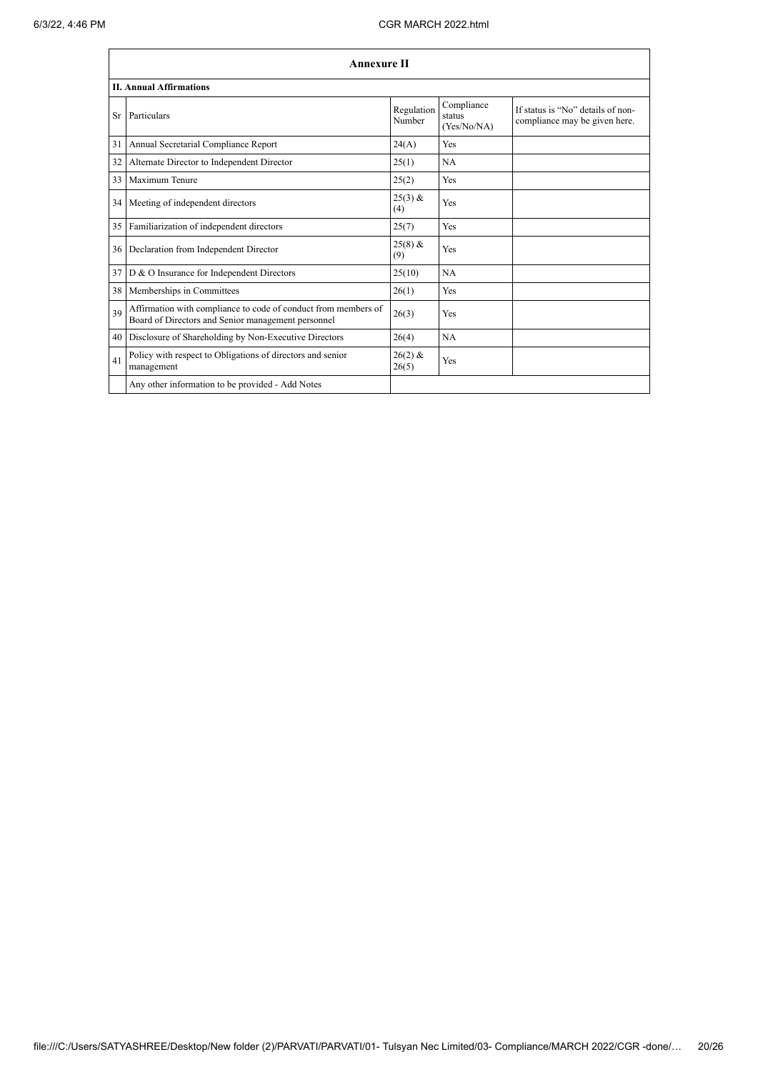## Annexure II

### II. Annual Affirmations

| Sr | Particulars | Regulation Number | Compliance status (Yes/No/NA) | If status is "No" details of non-compliance may be given here. |
|---|---|---|---|---|
| 31 | Annual Secretarial Compliance Report | 24(A) | Yes | |
| 32 | Alternate Director to Independent Director | 25(1) | NA | |
| 33 | Maximum Tenure | 25(2) | Yes | |
| 34 | Meeting of independent directors | 25(3) & (4) | Yes | |
| 35 | Familiarization of independent directors | 25(7) | Yes | |
| 36 | Declaration from Independent Director | 25(8) & (9) | Yes | |
| 37 | D & O Insurance for Independent Directors | 25(10) | NA | |
| 38 | Memberships in Committees | 26(1) | Yes | |
| 39 | Affirmation with compliance to code of conduct from members of Board of Directors and Senior management personnel | 26(3) | Yes | |
| 40 | Disclosure of Shareholding by Non-Executive Directors | 26(4) | NA | |
| 41 | Policy with respect to Obligations of directors and senior management | 26(2) & 26(5) | Yes | |
| | Any other information to be provided - Add Notes | | | |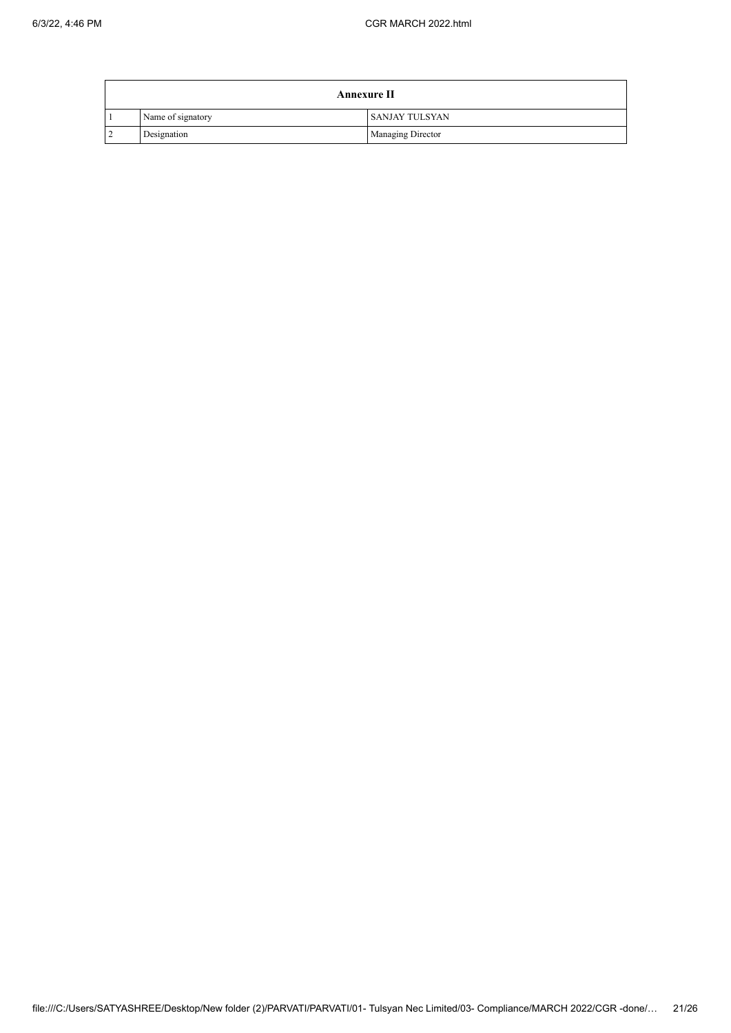| Annexure II | | |
|---|---|---|
| 1 | Name of signatory | SANJAY TULSYAN |
| 2 | Designation | Managing Director |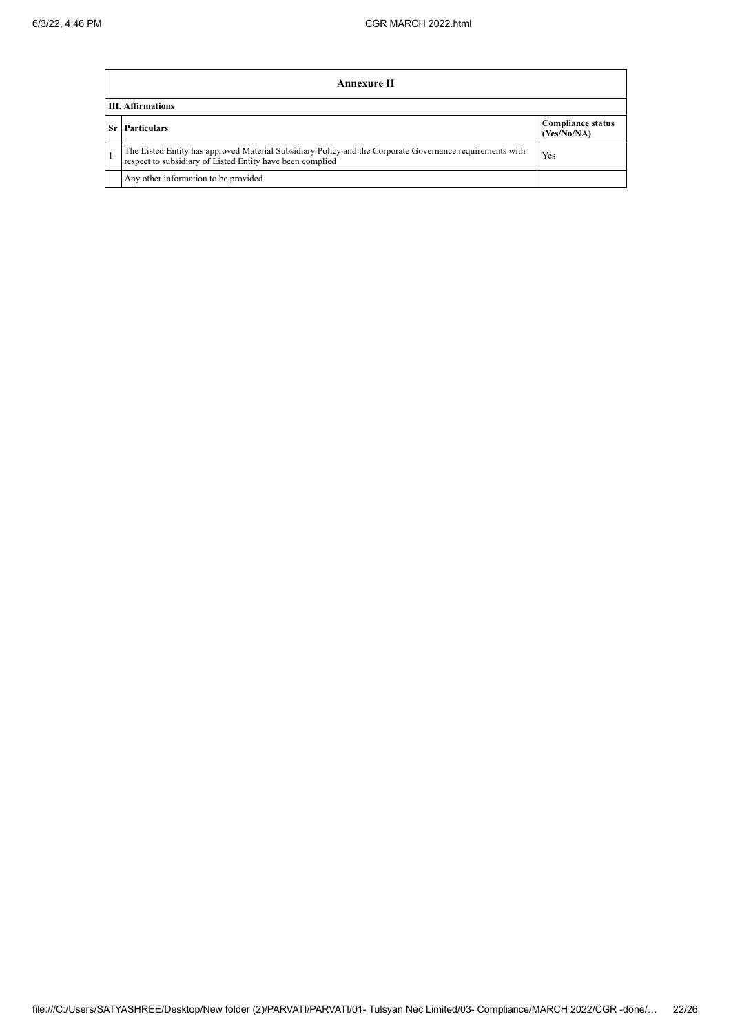| Annexure II | | |
|---|---|---|
| **III. Affirmations** | | |
| **Sr** | **Particulars** | **Compliance status (Yes/No/NA)** |
| 1 | The Listed Entity has approved Material Subsidiary Policy and the Corporate Governance requirements with respect to subsidiary of Listed Entity have been complied | Yes |
| | Any other information to be provided | |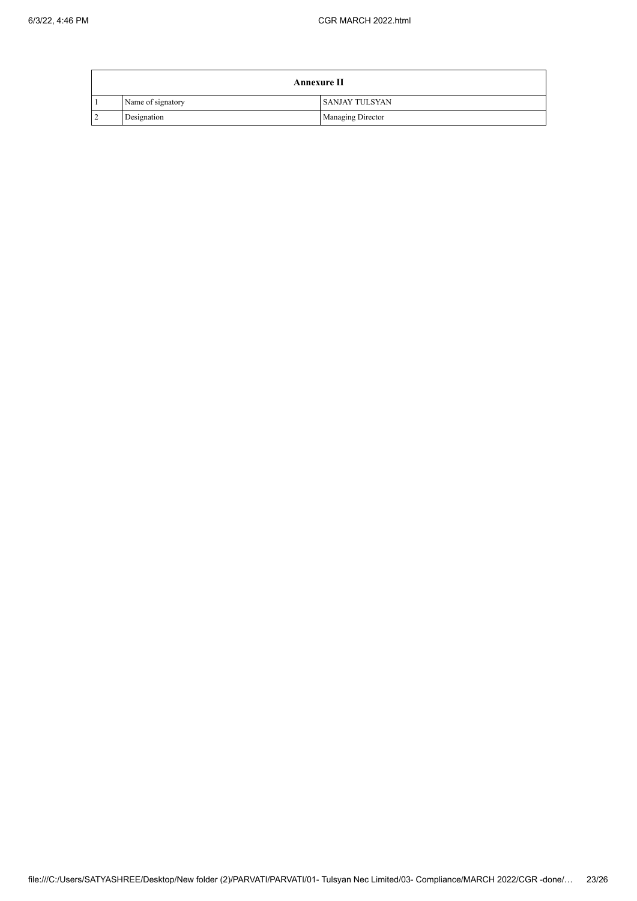| Annexure II | | |
|---|---|---|
| 1 | Name of signatory | SANJAY TULSYAN |
| 2 | Designation | Managing Director |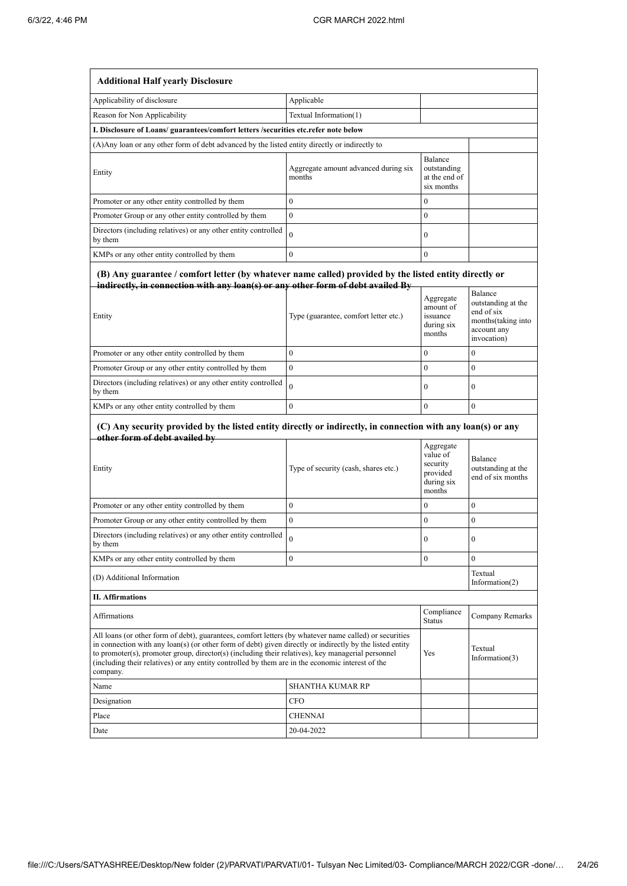| **Additional Half yearly Disclosure** | | | |
|---|---|---|---|
| Applicability of disclosure | Applicable | | |
| Reason for Non Applicability | Textual Information(1) | | |
| **I. Disclosure of Loans/ guarantees/comfort letters /securities etc.refer note below** | | | |
| (A)Any loan or any other form of debt advanced by the listed entity directly or indirectly to | | | |
| Entity | Aggregate amount advanced during six months | Balance outstanding at the end of six months | |
| Promoter or any other entity controlled by them | 0 | 0 | |
| Promoter Group or any other entity controlled by them | 0 | 0 | |
| Directors (including relatives) or any other entity controlled by them | 0 | 0 | |
| KMPs or any other entity controlled by them | 0 | 0 | |

**(B) Any guarantee / comfort letter (by whatever name called) provided by the listed entity directly or indirectly, in connection with any loan(s) or any other form of debt availed By**

| Entity | Type (guarantee, comfort letter etc.) | Aggregate amount of issuance during six months | Balance outstanding at the end of six months(taking into account any invocation) |
|---|---|---|---|
| Promoter or any other entity controlled by them | 0 | 0 | 0 |
| Promoter Group or any other entity controlled by them | 0 | 0 | 0 |
| Directors (including relatives) or any other entity controlled by them | 0 | 0 | 0 |
| KMPs or any other entity controlled by them | 0 | 0 | 0 |

**(C) Any security provided by the listed entity directly or indirectly, in connection with any loan(s) or any other form of debt availed by**

| Entity | Type of security (cash, shares etc.) | Aggregate value of security provided during six months | Balance outstanding at the end of six months |
|---|---|---|---|
| Promoter or any other entity controlled by them | 0 | 0 | 0 |
| Promoter Group or any other entity controlled by them | 0 | 0 | 0 |
| Directors (including relatives) or any other entity controlled by them | 0 | 0 | 0 |
| KMPs or any other entity controlled by them | 0 | 0 | 0 |
| (D) Additional Information | | | Textual Information(2) |
| **II. Affirmations** | | | |
| Affirmations | | Compliance Status | Company Remarks |
| All loans (or other form of debt), guarantees, comfort letters (by whatever name called) or securities in connection with any loan(s) (or other form of debt) given directly or indirectly by the listed entity to promoter(s), promoter group, director(s) (including their relatives), key managerial personnel (including their relatives) or any entity controlled by them are in the economic interest of the company. | | Yes | Textual Information(3) |
| Name | SHANTHA KUMAR RP | | |
| Designation | CFO | | |
| Place | CHENNAI | | |
| Date | 20-04-2022 | | |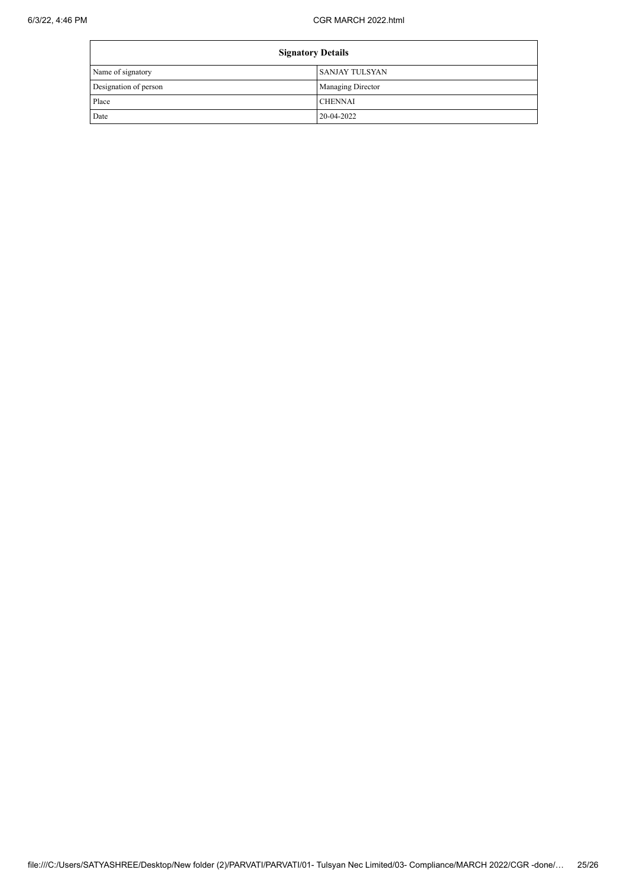| Signatory Details | |
|---|---|
| Name of signatory | SANJAY TULSYAN |
| Designation of person | Managing Director |
| Place | CHENNAI |
| Date | 20-04-2022 |